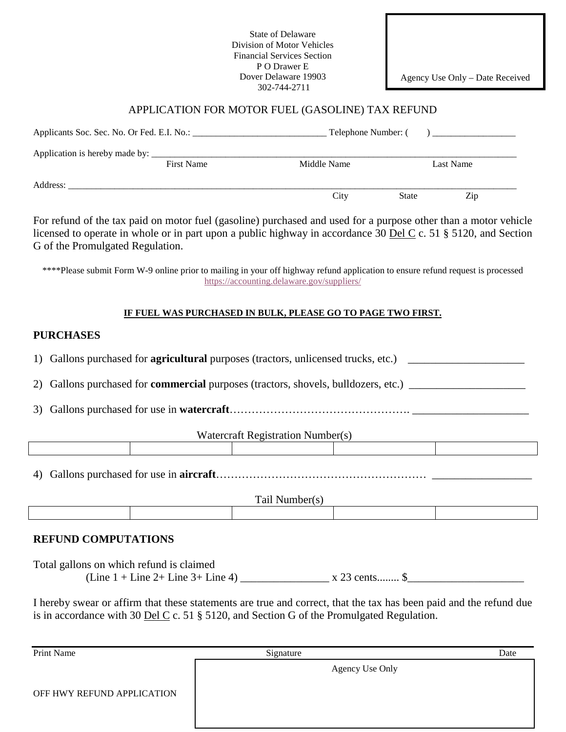State of Delaware
Division of Motor Vehicles
Financial Services Section
P O Drawer E
Dover Delaware 19903
302-744-2711

Agency Use Only – Date Received

# APPLICATION FOR MOTOR FUEL (GASOLINE) TAX REFUND

Applicants Soc. Sec. No. Or Fed. E.I. No.: _____________________________ Telephone Number: ( ) __________________

Application is hereby made by: ___________________________________________________________________________

First Name Middle Name Last Name

Address: ______________________________________________________________________________________________

City State Zip

For refund of the tax paid on motor fuel (gasoline) purchased and used for a purpose other than a motor vehicle licensed to operate in whole or in part upon a public highway in accordance 30 Del C c. 51 § 5120, and Section G of the Promulgated Regulation.

****Please submit Form W-9 online prior to mailing in your off highway refund application to ensure refund request is processed https://accounting.delaware.gov/suppliers/

**IF FUEL WAS PURCHASED IN BULK, PLEASE GO TO PAGE TWO FIRST.**

## PURCHASES

1) Gallons purchased for **agricultural** purposes (tractors, unlicensed trucks, etc.) _____________________

2) Gallons purchased for **commercial** purposes (tractors, shovels, bulldozers, etc.) _____________________

3) Gallons purchased for use in **watercraft**…………………………………………. _____________________

| Watercraft Registration Number(s) | | | | |
|---|---|---|---|---|
| | | | | |

4) Gallons purchased for use in **aircraft**………………………………………………… __________________

| Tail Number(s) | | | | |
|---|---|---|---|---|
| | | | | |

## REFUND COMPUTATIONS

Total gallons on which refund is claimed
(Line 1 + Line 2+ Line 3+ Line 4) ________________ x 23 cents........ $_____________________

I hereby swear or affirm that these statements are true and correct, that the tax has been paid and the refund due is in accordance with 30 Del C c. 51 § 5120, and Section G of the Promulgated Regulation.

Print Name Signature Date

Agency Use Only

OFF HWY REFUND APPLICATION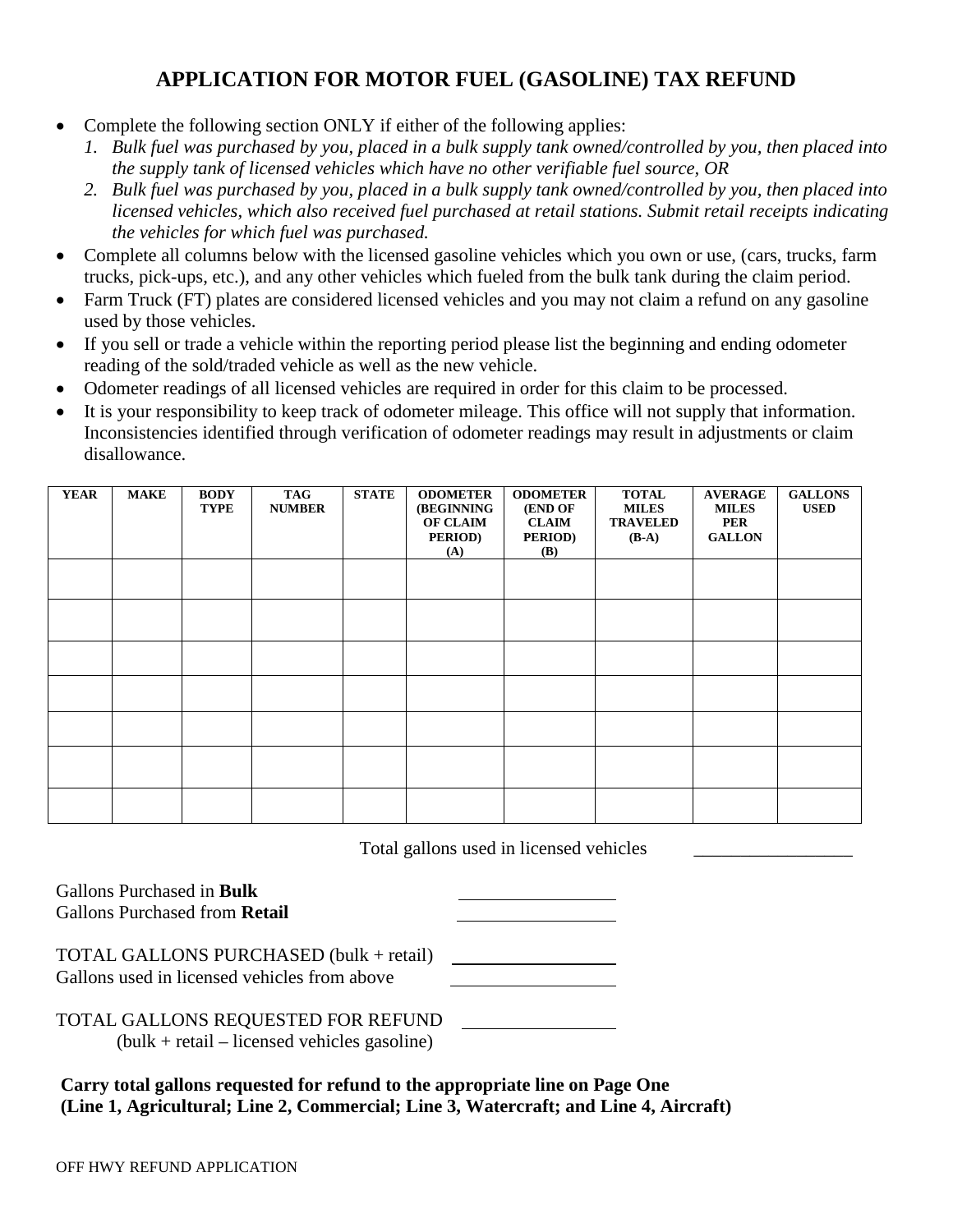# APPLICATION FOR MOTOR FUEL (GASOLINE) TAX REFUND

- Complete the following section ONLY if either of the following applies:
  1. *Bulk fuel was purchased by you, placed in a bulk supply tank owned/controlled by you, then placed into the supply tank of licensed vehicles which have no other verifiable fuel source, OR*
  2. *Bulk fuel was purchased by you, placed in a bulk supply tank owned/controlled by you, then placed into licensed vehicles, which also received fuel purchased at retail stations. Submit retail receipts indicating the vehicles for which fuel was purchased.*
- Complete all columns below with the licensed gasoline vehicles which you own or use, (cars, trucks, farm trucks, pick-ups, etc.), and any other vehicles which fueled from the bulk tank during the claim period.
- Farm Truck (FT) plates are considered licensed vehicles and you may not claim a refund on any gasoline used by those vehicles.
- If you sell or trade a vehicle within the reporting period please list the beginning and ending odometer reading of the sold/traded vehicle as well as the new vehicle.
- Odometer readings of all licensed vehicles are required in order for this claim to be processed.
- It is your responsibility to keep track of odometer mileage. This office will not supply that information. Inconsistencies identified through verification of odometer readings may result in adjustments or claim disallowance.

| YEAR | MAKE | BODY TYPE | TAG NUMBER | STATE | ODOMETER (BEGINNING OF CLAIM PERIOD) (A) | ODOMETER (END OF CLAIM PERIOD) (B) | TOTAL MILES TRAVELED (B-A) | AVERAGE MILES PER GALLON | GALLONS USED |
|---|---|---|---|---|---|---|---|---|---|
| | | | | | | | | | |
| | | | | | | | | | |
| | | | | | | | | | |
| | | | | | | | | | |
| | | | | | | | | | |
| | | | | | | | | | |
| | | | | | | | | | |

Total gallons used in licensed vehicles _________________

Gallons Purchased in **Bulk** _________________
Gallons Purchased from **Retail** _________________

TOTAL GALLONS PURCHASED (bulk + retail) _________________
Gallons used in licensed vehicles from above _________________

TOTAL GALLONS REQUESTED FOR REFUND _________________
(bulk + retail – licensed vehicles gasoline)

**Carry total gallons requested for refund to the appropriate line on Page One (Line 1, Agricultural; Line 2, Commercial; Line 3, Watercraft; and Line 4, Aircraft)**

OFF HWY REFUND APPLICATION